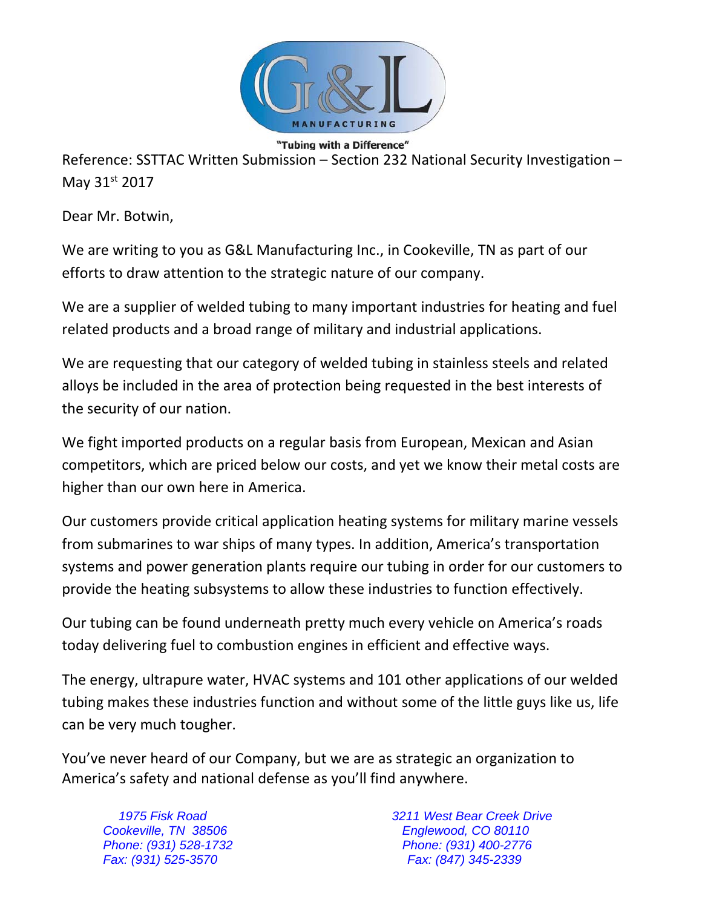G&L MANUFACTURING

"Tubing with a Difference"

Reference: SSTTAC Written Submission – Section 232 National Security Investigation – May 31st 2017

Dear Mr. Botwin,

We are writing to you as G&L Manufacturing Inc., in Cookeville, TN as part of our efforts to draw attention to the strategic nature of our company.

We are a supplier of welded tubing to many important industries for heating and fuel related products and a broad range of military and industrial applications.

We are requesting that our category of welded tubing in stainless steels and related alloys be included in the area of protection being requested in the best interests of the security of our nation.

We fight imported products on a regular basis from European, Mexican and Asian competitors, which are priced below our costs, and yet we know their metal costs are higher than our own here in America.

Our customers provide critical application heating systems for military marine vessels from submarines to war ships of many types. In addition, America's transportation systems and power generation plants require our tubing in order for our customers to provide the heating subsystems to allow these industries to function effectively.

Our tubing can be found underneath pretty much every vehicle on America's roads today delivering fuel to combustion engines in efficient and effective ways.

The energy, ultrapure water, HVAC systems and 101 other applications of our welded tubing makes these industries function and without some of the little guys like us, life can be very much tougher.

You've never heard of our Company, but we are as strategic an organization to America's safety and national defense as you'll find anywhere.

*1975 Fisk Road*
*Cookeville, TN 38506*
*Phone: (931) 528-1732*
*Fax: (931) 525-3570*

*3211 West Bear Creek Drive*
*Englewood, CO 80110*
*Phone: (931) 400-2776*
*Fax: (847) 345-2339*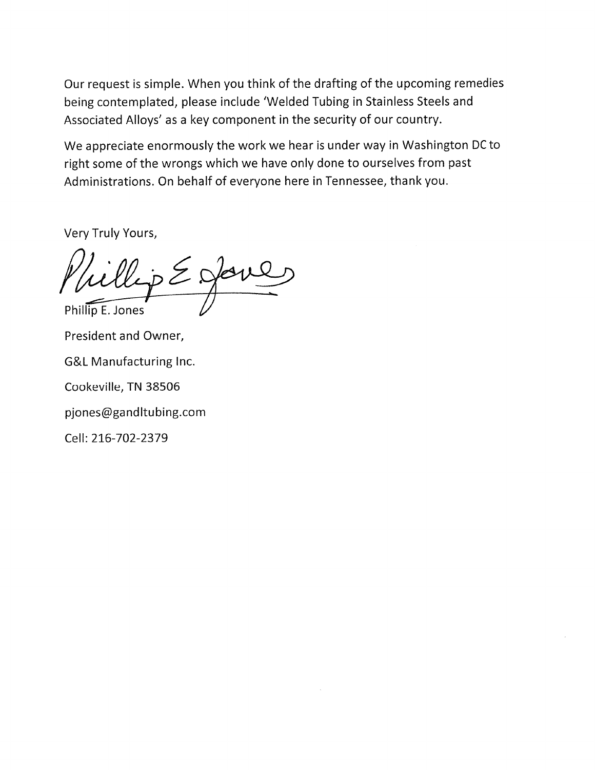Our request is simple. When you think of the drafting of the upcoming remedies being contemplated, please include 'Welded Tubing in Stainless Steels and Associated Alloys' as a key component in the security of our country.

We appreciate enormously the work we hear is under way in Washington DC to right some of the wrongs which we have only done to ourselves from past Administrations. On behalf of everyone here in Tennessee, thank you.

Very Truly Yours,

Phillip E. Jones

President and Owner,

G&L Manufacturing Inc.

Cookeville, TN 38506

pjones@gandltubing.com

Cell: 216-702-2379